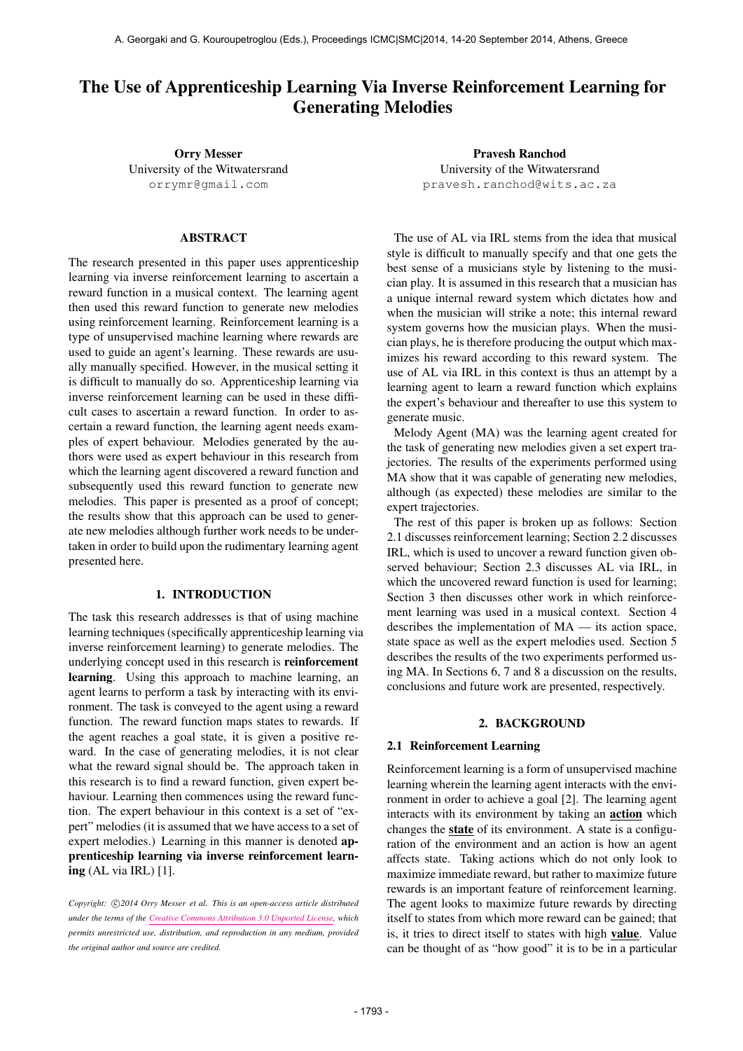# The Use of Apprenticeship Learning Via Inverse Reinforcement Learning for Generating Melodies

**Orry Messer**
University of the Witwatersrand
orrymr@gmail.com

**Pravesh Ranchod**
University of the Witwatersrand
pravesh.ranchod@wits.ac.za

## ABSTRACT

The research presented in this paper uses apprenticeship learning via inverse reinforcement learning to ascertain a reward function in a musical context. The learning agent then used this reward function to generate new melodies using reinforcement learning. Reinforcement learning is a type of unsupervised machine learning where rewards are used to guide an agent's learning. These rewards are usually manually specified. However, in the musical setting it is difficult to manually do so. Apprenticeship learning via inverse reinforcement learning can be used in these difficult cases to ascertain a reward function. In order to ascertain a reward function, the learning agent needs examples of expert behaviour. Melodies generated by the authors were used as expert behaviour in this research from which the learning agent discovered a reward function and subsequently used this reward function to generate new melodies. This paper is presented as a proof of concept; the results show that this approach can be used to generate new melodies although further work needs to be undertaken in order to build upon the rudimentary learning agent presented here.

## 1. INTRODUCTION

The task this research addresses is that of using machine learning techniques (specifically apprenticeship learning via inverse reinforcement learning) to generate melodies. The underlying concept used in this research is **reinforcement learning**. Using this approach to machine learning, an agent learns to perform a task by interacting with its environment. The task is conveyed to the agent using a reward function. The reward function maps states to rewards. If the agent reaches a goal state, it is given a positive reward. In the case of generating melodies, it is not clear what the reward signal should be. The approach taken in this research is to find a reward function, given expert behaviour. Learning then commences using the reward function. The expert behaviour in this context is a set of "expert" melodies (it is assumed that we have access to a set of expert melodies.) Learning in this manner is denoted **apprenticeship learning via inverse reinforcement learning** (AL via IRL) [1].

*Copyright: ©2014 Orry Messer et al. This is an open-access article distributed under the terms of the Creative Commons Attribution 3.0 Unported License, which permits unrestricted use, distribution, and reproduction in any medium, provided the original author and source are credited.*

The use of AL via IRL stems from the idea that musical style is difficult to manually specify and that one gets the best sense of a musicians style by listening to the musician play. It is assumed in this research that a musician has a unique internal reward system which dictates how and when the musician will strike a note; this internal reward system governs how the musician plays. When the musician plays, he is therefore producing the output which maximizes his reward according to this reward system. The use of AL via IRL in this context is thus an attempt by a learning agent to learn a reward function which explains the expert's behaviour and thereafter to use this system to generate music.

Melody Agent (MA) was the learning agent created for the task of generating new melodies given a set expert trajectories. The results of the experiments performed using MA show that it was capable of generating new melodies, although (as expected) these melodies are similar to the expert trajectories.

The rest of this paper is broken up as follows: Section 2.1 discusses reinforcement learning; Section 2.2 discusses IRL, which is used to uncover a reward function given observed behaviour; Section 2.3 discusses AL via IRL, in which the uncovered reward function is used for learning; Section 3 then discusses other work in which reinforcement learning was used in a musical context. Section 4 describes the implementation of MA — its action space, state space as well as the expert melodies used. Section 5 describes the results of the two experiments performed using MA. In Sections 6, 7 and 8 a discussion on the results, conclusions and future work are presented, respectively.

## 2. BACKGROUND

### 2.1 Reinforcement Learning

Reinforcement learning is a form of unsupervised machine learning wherein the learning agent interacts with the environment in order to achieve a goal [2]. The learning agent interacts with its environment by taking an **action** which changes the **state** of its environment. A state is a configuration of the environment and an action is how an agent affects state. Taking actions which do not only look to maximize immediate reward, but rather to maximize future rewards is an important feature of reinforcement learning. The agent looks to maximize future rewards by directing itself to states from which more reward can be gained; that is, it tries to direct itself to states with high **value**. Value can be thought of as "how good" it is to be in a particular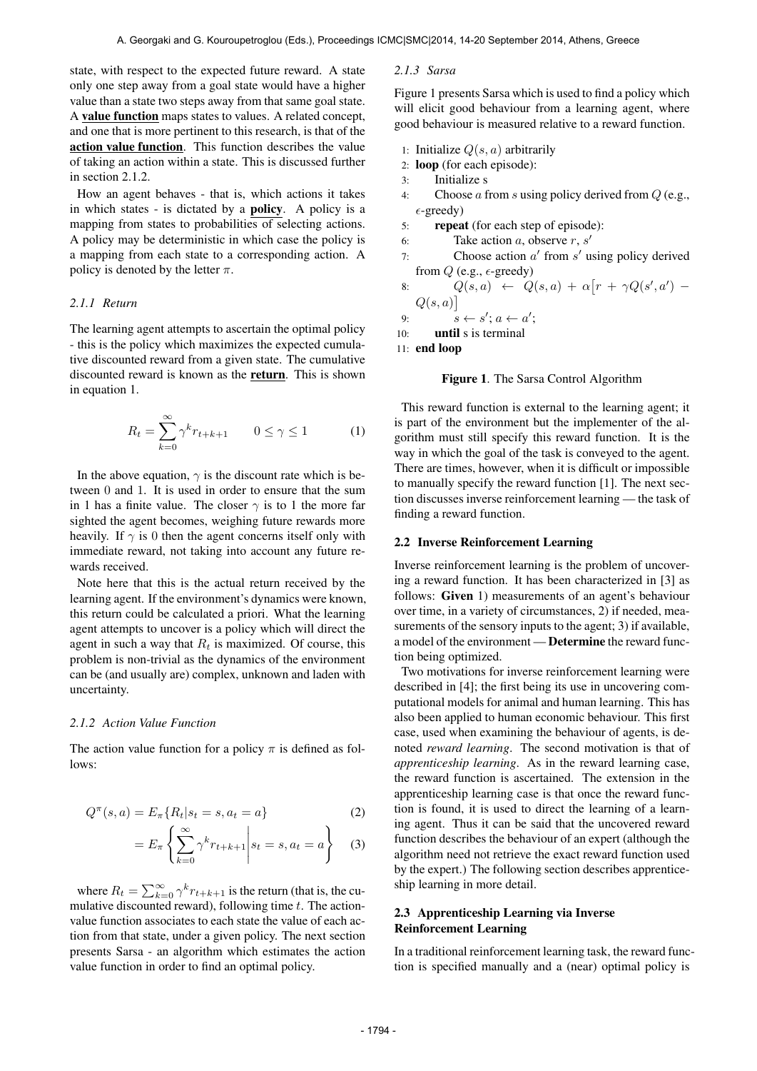state, with respect to the expected future reward. A state only one step away from a goal state would have a higher value than a state two steps away from that same goal state. A **value function** maps states to values. A related concept, and one that is more pertinent to this research, is that of the **action value function**. This function describes the value of taking an action within a state. This is discussed further in section 2.1.2.

How an agent behaves - that is, which actions it takes in which states - is dictated by a **policy**. A policy is a mapping from states to probabilities of selecting actions. A policy may be deterministic in which case the policy is a mapping from each state to a corresponding action. A policy is denoted by the letter $\pi$.

#### 2.1.1 Return

The learning agent attempts to ascertain the optimal policy - this is the policy which maximizes the expected cumulative discounted reward from a given state. The cumulative discounted reward is known as the **return**. This is shown in equation 1.

$$R_t = \sum_{k=0}^{\infty} \gamma^k r_{t+k+1} \qquad 0 \leq \gamma \leq 1 \tag{1}$$

In the above equation, $\gamma$ is the discount rate which is between 0 and 1. It is used in order to ensure that the sum in 1 has a finite value. The closer $\gamma$ is to 1 the more far sighted the agent becomes, weighing future rewards more heavily. If $\gamma$ is 0 then the agent concerns itself only with immediate reward, not taking into account any future rewards received.

Note here that this is the actual return received by the learning agent. If the environment's dynamics were known, this return could be calculated a priori. What the learning agent attempts to uncover is a policy which will direct the agent in such a way that $R_t$ is maximized. Of course, this problem is non-trivial as the dynamics of the environment can be (and usually are) complex, unknown and laden with uncertainty.

#### 2.1.2 Action Value Function

The action value function for a policy $\pi$ is defined as follows:

$$Q^\pi(s, a) = E_\pi\{R_t | s_t = s, a_t = a\} \tag{2}$$

$$= E_\pi \left\{ \sum_{k=0}^{\infty} \gamma^k r_{t+k+1} \middle| s_t = s, a_t = a \right\} \tag{3}$$

where $R_t = \sum_{k=0}^{\infty} \gamma^k r_{t+k+1}$ is the return (that is, the cumulative discounted reward), following time $t$. The action-value function associates to each state the value of each action from that state, under a given policy. The next section presents Sarsa - an algorithm which estimates the action value function in order to find an optimal policy.

#### 2.1.3 Sarsa

Figure 1 presents Sarsa which is used to find a policy which will elicit good behaviour from a learning agent, where good behaviour is measured relative to a reward function.

```
1:  Initialize Q(s, a) arbitrarily
2:  loop (for each episode):
3:      Initialize s
4:      Choose a from s using policy derived from Q (e.g., ε-greedy)
5:      repeat (for each step of episode):
6:          Take action a, observe r, s'
7:          Choose action a' from s' using policy derived from Q (e.g., ε-greedy)
8:          Q(s, a) ← Q(s, a) + α[r + γQ(s', a') − Q(s, a)]
9:          s ← s'; a ← a';
10:     until s is terminal
11: end loop
```

**Figure 1**. The Sarsa Control Algorithm

This reward function is external to the learning agent; it is part of the environment but the implementer of the algorithm must still specify this reward function. It is the way in which the goal of the task is conveyed to the agent. There are times, however, when it is difficult or impossible to manually specify the reward function [1]. The next section discusses inverse reinforcement learning — the task of finding a reward function.

### 2.2 Inverse Reinforcement Learning

Inverse reinforcement learning is the problem of uncovering a reward function. It has been characterized in [3] as follows: **Given** 1) measurements of an agent's behaviour over time, in a variety of circumstances, 2) if needed, measurements of the sensory inputs to the agent; 3) if available, a model of the environment — **Determine** the reward function being optimized.

Two motivations for inverse reinforcement learning were described in [4]; the first being its use in uncovering computational models for animal and human learning. This has also been applied to human economic behaviour. This first case, used when examining the behaviour of agents, is denoted *reward learning*. The second motivation is that of *apprenticeship learning*. As in the reward learning case, the reward function is ascertained. The extension in the apprenticeship learning case is that once the reward function is found, it is used to direct the learning of a learning agent. Thus it can be said that the uncovered reward function describes the behaviour of an expert (although the algorithm need not retrieve the exact reward function used by the expert.) The following section describes apprenticeship learning in more detail.

### 2.3 Apprenticeship Learning via Inverse Reinforcement Learning

In a traditional reinforcement learning task, the reward function is specified manually and a (near) optimal policy is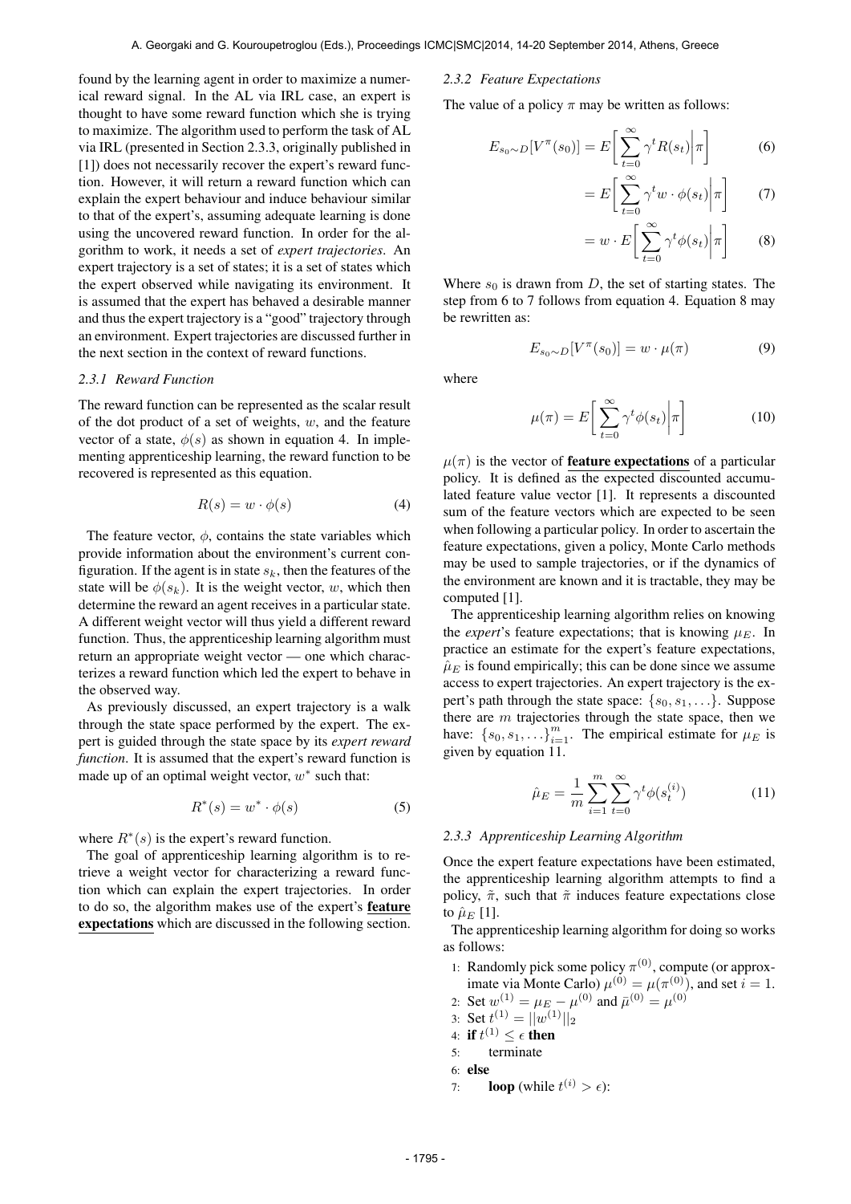found by the learning agent in order to maximize a numerical reward signal. In the AL via IRL case, an expert is thought to have some reward function which she is trying to maximize. The algorithm used to perform the task of AL via IRL (presented in Section 2.3.3, originally published in [1]) does not necessarily recover the expert's reward function. However, it will return a reward function which can explain the expert behaviour and induce behaviour similar to that of the expert's, assuming adequate learning is done using the uncovered reward function. In order for the algorithm to work, it needs a set of *expert trajectories*. An expert trajectory is a set of states; it is a set of states which the expert observed while navigating its environment. It is assumed that the expert has behaved a desirable manner and thus the expert trajectory is a "good" trajectory through an environment. Expert trajectories are discussed further in the next section in the context of reward functions.

#### 2.3.1 Reward Function

The reward function can be represented as the scalar result of the dot product of a set of weights, $w$, and the feature vector of a state, $\phi(s)$ as shown in equation 4. In implementing apprenticeship learning, the reward function to be recovered is represented as this equation.

$$R(s) = w \cdot \phi(s) \tag{4}$$

The feature vector, $\phi$, contains the state variables which provide information about the environment's current configuration. If the agent is in state $s_k$, then the features of the state will be $\phi(s_k)$. It is the weight vector, $w$, which then determine the reward an agent receives in a particular state. A different weight vector will thus yield a different reward function. Thus, the apprenticeship learning algorithm must return an appropriate weight vector — one which characterizes a reward function which led the expert to behave in the observed way.

As previously discussed, an expert trajectory is a walk through the state space performed by the expert. The expert is guided through the state space by its *expert reward function*. It is assumed that the expert's reward function is made up of an optimal weight vector, $w^*$ such that:

$$R^*(s) = w^* \cdot \phi(s) \tag{5}$$

where $R^*(s)$ is the expert's reward function.

The goal of apprenticeship learning algorithm is to retrieve a weight vector for characterizing a reward function which can explain the expert trajectories. In order to do so, the algorithm makes use of the expert's **feature expectations** which are discussed in the following section.

#### 2.3.2 Feature Expectations

The value of a policy $\pi$ may be written as follows:

$$E_{s_0 \sim D}[V^\pi(s_0)] = E\bigg[\sum_{t=0}^{\infty} \gamma^t R(s_t) \bigg| \pi\bigg] \tag{6}$$

$$= E\bigg[\sum_{t=0}^{\infty} \gamma^t w \cdot \phi(s_t) \bigg| \pi\bigg] \tag{7}$$

$$= w \cdot E\bigg[\sum_{t=0}^{\infty} \gamma^t \phi(s_t) \bigg| \pi\bigg] \tag{8}$$

Where $s_0$ is drawn from $D$, the set of starting states. The step from 6 to 7 follows from equation 4. Equation 8 may be rewritten as:

$$E_{s_0 \sim D}[V^\pi(s_0)] = w \cdot \mu(\pi) \tag{9}$$

where

$$\mu(\pi) = E\bigg[\sum_{t=0}^{\infty} \gamma^t \phi(s_t) \bigg| \pi\bigg] \tag{10}$$

$\mu(\pi)$ is the vector of **feature expectations** of a particular policy. It is defined as the expected discounted accumulated feature value vector [1]. It represents a discounted sum of the feature vectors which are expected to be seen when following a particular policy. In order to ascertain the feature expectations, given a policy, Monte Carlo methods may be used to sample trajectories, or if the dynamics of the environment are known and it is tractable, they may be computed [1].

The apprenticeship learning algorithm relies on knowing the *expert*'s feature expectations; that is knowing $\mu_E$. In practice an estimate for the expert's feature expectations, $\hat{\mu}_E$ is found empirically; this can be done since we assume access to expert trajectories. An expert trajectory is the expert's path through the state space: $\{s_0, s_1, \ldots\}$. Suppose there are $m$ trajectories through the state space, then we have: $\{s_0, s_1, \ldots\}_{i=1}^m$. The empirical estimate for $\mu_E$ is given by equation 11.

$$\hat{\mu}_E = \frac{1}{m} \sum_{i=1}^{m} \sum_{t=0}^{\infty} \gamma^t \phi(s_t^{(i)}) \tag{11}$$

#### 2.3.3 Apprenticeship Learning Algorithm

Once the expert feature expectations have been estimated, the apprenticeship learning algorithm attempts to find a policy, $\tilde{\pi}$, such that $\tilde{\pi}$ induces feature expectations close to $\hat{\mu}_E$ [1].

The apprenticeship learning algorithm for doing so works as follows:

1: Randomly pick some policy $\pi^{(0)}$, compute (or approximate via Monte Carlo) $\mu^{(0)} = \mu(\pi^{(0)})$, and set $i = 1$.
2: Set $w^{(1)} = \mu_E - \mu^{(0)}$ and $\bar{\mu}^{(0)} = \mu^{(0)}$
3: Set $t^{(1)} = ||w^{(1)}||_2$
4: **if** $t^{(1)} \leq \epsilon$ **then**
5: terminate
6: **else**
7: **loop** (while $t^{(i)} > \epsilon$):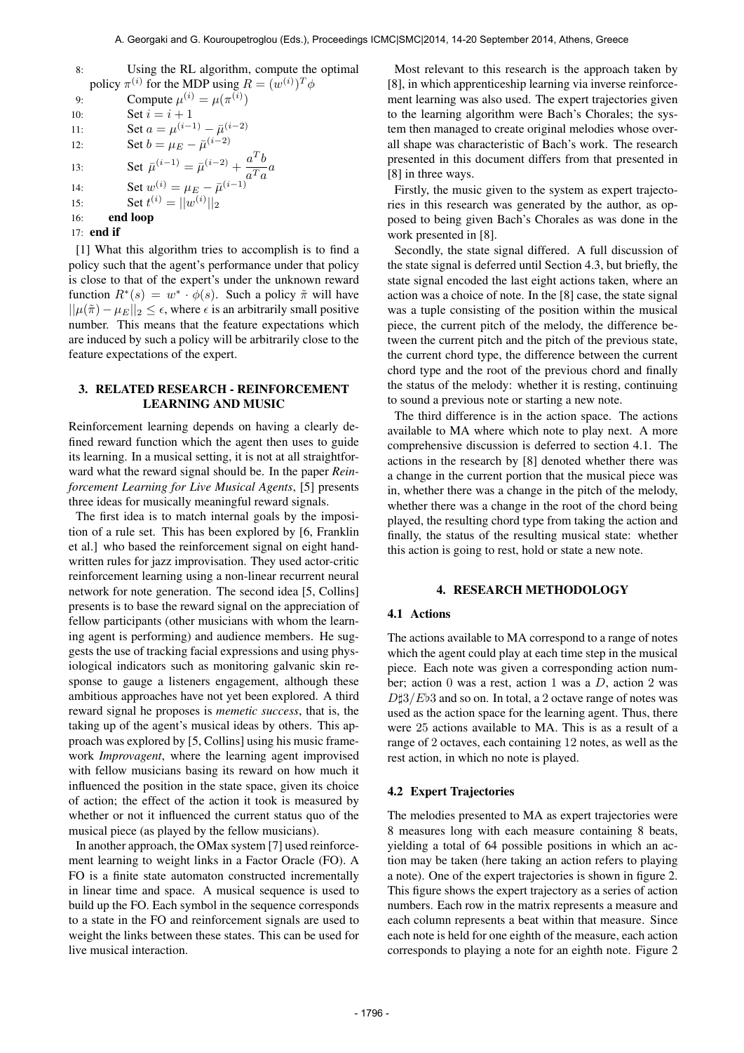8: Using the RL algorithm, compute the optimal policy $\pi^{(i)}$ for the MDP using $R = (w^{(i)})^T \phi$

9: Compute $\mu^{(i)} = \mu(\pi^{(i)})$

10: Set $i = i + 1$

11: Set $a = \mu^{(i-1)} - \bar{\mu}^{(i-2)}$

12: Set $b = \mu_E - \bar{\mu}^{(i-2)}$

13: Set $\bar{\mu}^{(i-1)} = \bar{\mu}^{(i-2)} + \frac{a^T b}{a^T a} a$

14: Set $w^{(i)} = \mu_E - \bar{\mu}^{(i-1)}$

15: Set $t^{(i)} = ||w^{(i)}||_2$

16: **end loop**

17: **end if**

[1] What this algorithm tries to accomplish is to find a policy such that the agent's performance under that policy is close to that of the expert's under the unknown reward function $R^*(s) = w^* \cdot \phi(s)$. Such a policy $\tilde{\pi}$ will have $||\mu(\tilde{\pi}) - \mu_E||_2 \leq \epsilon$, where $\epsilon$ is an arbitrarily small positive number. This means that the feature expectations which are induced by such a policy will be arbitrarily close to the feature expectations of the expert.

## 3. RELATED RESEARCH - REINFORCEMENT LEARNING AND MUSIC

Reinforcement learning depends on having a clearly defined reward function which the agent then uses to guide its learning. In a musical setting, it is not at all straightforward what the reward signal should be. In the paper *Reinforcement Learning for Live Musical Agents*, [5] presents three ideas for musically meaningful reward signals.

The first idea is to match internal goals by the imposition of a rule set. This has been explored by [6, Franklin et al.] who based the reinforcement signal on eight handwritten rules for jazz improvisation. They used actor-critic reinforcement learning using a non-linear recurrent neural network for note generation. The second idea [5, Collins] presents is to base the reward signal on the appreciation of fellow participants (other musicians with whom the learning agent is performing) and audience members. He suggests the use of tracking facial expressions and using physiological indicators such as monitoring galvanic skin response to gauge a listeners engagement, although these ambitious approaches have not yet been explored. A third reward signal he proposes is *memetic success*, that is, the taking up of the agent's musical ideas by others. This approach was explored by [5, Collins] using his music framework *Improvagent*, where the learning agent improvised with fellow musicians basing its reward on how much it influenced the position in the state space, given its choice of action; the effect of the action it took is measured by whether or not it influenced the current status quo of the musical piece (as played by the fellow musicians).

In another approach, the OMax system [7] used reinforcement learning to weight links in a Factor Oracle (FO). A FO is a finite state automaton constructed incrementally in linear time and space. A musical sequence is used to build up the FO. Each symbol in the sequence corresponds to a state in the FO and reinforcement signals are used to weight the links between these states. This can be used for live musical interaction.

Most relevant to this research is the approach taken by [8], in which apprenticeship learning via inverse reinforcement learning was also used. The expert trajectories given to the learning algorithm were Bach's Chorales; the system then managed to create original melodies whose overall shape was characteristic of Bach's work. The research presented in this document differs from that presented in [8] in three ways.

Firstly, the music given to the system as expert trajectories in this research was generated by the author, as opposed to being given Bach's Chorales as was done in the work presented in [8].

Secondly, the state signal differed. A full discussion of the state signal is deferred until Section 4.3, but briefly, the state signal encoded the last eight actions taken, where an action was a choice of note. In the [8] case, the state signal was a tuple consisting of the position within the musical piece, the current pitch of the melody, the difference between the current pitch and the pitch of the previous state, the current chord type, the difference between the current chord type and the root of the previous chord and finally the status of the melody: whether it is resting, continuing to sound a previous note or starting a new note.

The third difference is in the action space. The actions available to MA where which note to play next. A more comprehensive discussion is deferred to section 4.1. The actions in the research by [8] denoted whether there was a change in the current portion that the musical piece was in, whether there was a change in the pitch of the melody, whether there was a change in the root of the chord being played, the resulting chord type from taking the action and finally, the status of the resulting musical state: whether this action is going to rest, hold or state a new note.

## 4. RESEARCH METHODOLOGY

### 4.1 Actions

The actions available to MA correspond to a range of notes which the agent could play at each time step in the musical piece. Each note was given a corresponding action number; action 0 was a rest, action 1 was a $D$, action 2 was $D\sharp3/E\flat3$ and so on. In total, a 2 octave range of notes was used as the action space for the learning agent. Thus, there were 25 actions available to MA. This is as a result of a range of 2 octaves, each containing 12 notes, as well as the rest action, in which no note is played.

### 4.2 Expert Trajectories

The melodies presented to MA as expert trajectories were 8 measures long with each measure containing 8 beats, yielding a total of 64 possible positions in which an action may be taken (here taking an action refers to playing a note). One of the expert trajectories is shown in figure 2. This figure shows the expert trajectory as a series of action numbers. Each row in the matrix represents a measure and each column represents a beat within that measure. Since each note is held for one eighth of the measure, each action corresponds to playing a note for an eighth note. Figure 2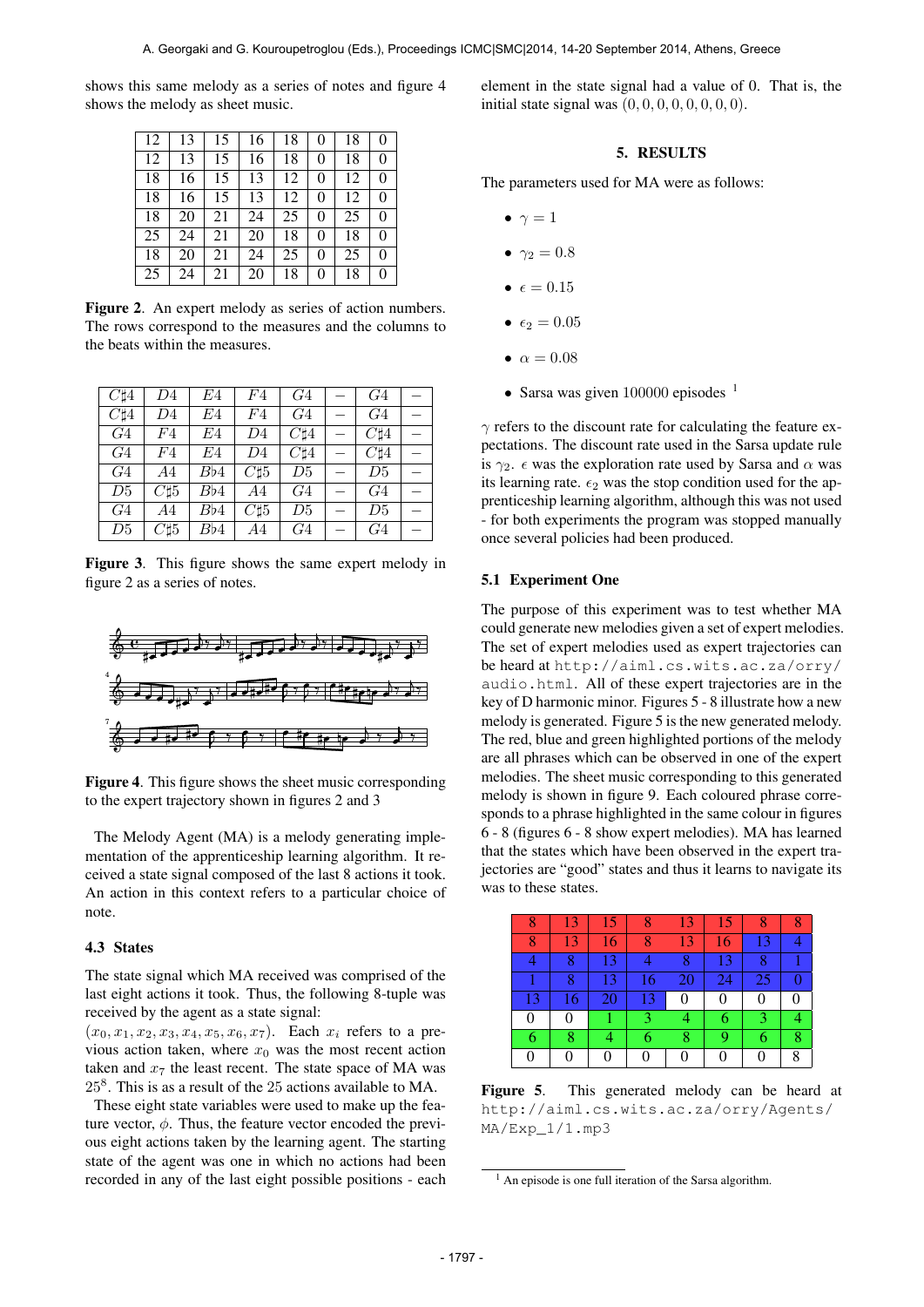shows this same melody as a series of notes and figure 4 shows the melody as sheet music.

| 12 | 13 | 15 | 16 | 18 | 0 | 18 | 0 |
|---|---|---|---|---|---|---|---|
| 12 | 13 | 15 | 16 | 18 | 0 | 18 | 0 |
| 18 | 16 | 15 | 13 | 12 | 0 | 12 | 0 |
| 18 | 16 | 15 | 13 | 12 | 0 | 12 | 0 |
| 18 | 20 | 21 | 24 | 25 | 0 | 25 | 0 |
| 25 | 24 | 21 | 20 | 18 | 0 | 18 | 0 |
| 18 | 20 | 21 | 24 | 25 | 0 | 25 | 0 |
| 25 | 24 | 21 | 20 | 18 | 0 | 18 | 0 |

**Figure 2**. An expert melody as series of action numbers. The rows correspond to the measures and the columns to the beats within the measures.

| $C\sharp4$ | $D4$ | $E4$ | $F4$ | $G4$ | – | $G4$ | – |
|---|---|---|---|---|---|---|---|
| $C\sharp4$ | $D4$ | $E4$ | $F4$ | $G4$ | – | $G4$ | – |
| $G4$ | $F4$ | $E4$ | $D4$ | $C\sharp4$ | – | $C\sharp4$ | – |
| $G4$ | $F4$ | $E4$ | $D4$ | $C\sharp4$ | – | $C\sharp4$ | – |
| $G4$ | $A4$ | $B\flat4$ | $C\sharp5$ | $D5$ | – | $D5$ | – |
| $D5$ | $C\sharp5$ | $B\flat4$ | $A4$ | $G4$ | – | $G4$ | – |
| $G4$ | $A4$ | $B\flat4$ | $C\sharp5$ | $D5$ | – | $D5$ | – |
| $D5$ | $C\sharp5$ | $B\flat4$ | $A4$ | $G4$ | – | $G4$ | – |

**Figure 3**. This figure shows the same expert melody in figure 2 as a series of notes.

**Figure 4**. This figure shows the sheet music corresponding to the expert trajectory shown in figures 2 and 3

The Melody Agent (MA) is a melody generating implementation of the apprenticeship learning algorithm. It received a state signal composed of the last 8 actions it took. An action in this context refers to a particular choice of note.

### 4.3 States

The state signal which MA received was comprised of the last eight actions it took. Thus, the following 8-tuple was received by the agent as a state signal:
$(x_0, x_1, x_2, x_3, x_4, x_5, x_6, x_7)$. Each $x_i$ refers to a previous action taken, where $x_0$ was the most recent action taken and $x_7$ the least recent. The state space of MA was $25^8$. This is as a result of the 25 actions available to MA.

These eight state variables were used to make up the feature vector, $\phi$. Thus, the feature vector encoded the previous eight actions taken by the learning agent. The starting state of the agent was one in which no actions had been recorded in any of the last eight possible positions - each element in the state signal had a value of 0. That is, the initial state signal was $(0, 0, 0, 0, 0, 0, 0, 0)$.

## 5. RESULTS

The parameters used for MA were as follows:

- $\gamma = 1$
- $\gamma_2 = 0.8$
- $\epsilon = 0.15$
- $\epsilon_2 = 0.05$
- $\alpha = 0.08$
- Sarsa was given 100000 episodes [1]

$\gamma$ refers to the discount rate for calculating the feature expectations. The discount rate used in the Sarsa update rule is $\gamma_2$. $\epsilon$ was the exploration rate used by Sarsa and $\alpha$ was its learning rate. $\epsilon_2$ was the stop condition used for the apprenticeship learning algorithm, although this was not used - for both experiments the program was stopped manually once several policies had been produced.

### 5.1 Experiment One

The purpose of this experiment was to test whether MA could generate new melodies given a set of expert melodies. The set of expert melodies used as expert trajectories can be heard at http://aiml.cs.wits.ac.za/orry/audio.html. All of these expert trajectories are in the key of D harmonic minor. Figures 5 - 8 illustrate how a new melody is generated. Figure 5 is the new generated melody. The red, blue and green highlighted portions of the melody are all phrases which can be observed in one of the expert melodies. The sheet music corresponding to this generated melody is shown in figure 9. Each coloured phrase corresponds to a phrase highlighted in the same colour in figures 6 - 8 (figures 6 - 8 show expert melodies). MA has learned that the states which have been observed in the expert trajectories are "good" states and thus it learns to navigate its was to these states.

| 8 | 13 | 15 | 8 | 13 | 15 | 8 | 8 |
|---|---|---|---|---|---|---|---|
| 8 | 13 | 16 | 8 | 13 | 16 | 13 | 4 |
| 4 | 8 | 13 | 4 | 8 | 13 | 8 | 1 |
| 1 | 8 | 13 | 16 | 20 | 24 | 25 | 0 |
| 13 | 16 | 20 | 13 | 0 | 0 | 0 | 0 |
| 0 | 0 | 1 | 3 | 4 | 6 | 3 | 4 |
| 6 | 8 | 4 | 6 | 8 | 9 | 6 | 8 |
| 0 | 0 | 0 | 0 | 0 | 0 | 0 | 8 |

**Figure 5**. This generated melody can be heard at http://aiml.cs.wits.ac.za/orry/Agents/MA/Exp_1/1.mp3

[1] An episode is one full iteration of the Sarsa algorithm.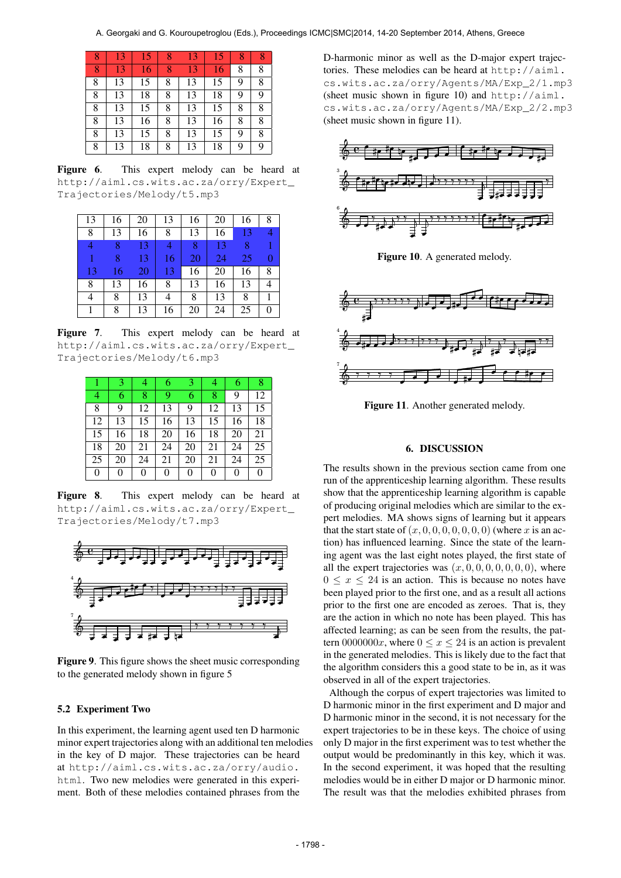| 8 | 13 | 15 | 8 | 13 | 15 | 8 | 8 |
|---|---|---|---|---|---|---|---|
| 8 | 13 | 16 | 8 | 13 | 16 | 8 | 8 |
| 8 | 13 | 15 | 8 | 13 | 15 | 9 | 8 |
| 8 | 13 | 18 | 8 | 13 | 18 | 9 | 9 |
| 8 | 13 | 15 | 8 | 13 | 15 | 8 | 8 |
| 8 | 13 | 16 | 8 | 13 | 16 | 8 | 8 |
| 8 | 13 | 15 | 8 | 13 | 15 | 9 | 8 |
| 8 | 13 | 18 | 8 | 13 | 18 | 9 | 9 |

**Figure 6**. This expert melody can be heard at http://aiml.cs.wits.ac.za/orry/Expert_Trajectories/Melody/t5.mp3

| 13 | 16 | 20 | 13 | 16 | 20 | 16 | 8 |
|---|---|---|---|---|---|---|---|
| 8 | 13 | 16 | 8 | 13 | 16 | 13 | 4 |
| 4 | 8 | 13 | 4 | 8 | 13 | 8 | 1 |
| 1 | 8 | 13 | 16 | 20 | 24 | 25 | 0 |
| 13 | 16 | 20 | 13 | 16 | 20 | 16 | 8 |
| 8 | 13 | 16 | 8 | 13 | 16 | 13 | 4 |
| 4 | 8 | 13 | 4 | 8 | 13 | 8 | 1 |
| 1 | 8 | 13 | 16 | 20 | 24 | 25 | 0 |

**Figure 7**. This expert melody can be heard at http://aiml.cs.wits.ac.za/orry/Expert_Trajectories/Melody/t6.mp3

| 1 | 3 | 4 | 6 | 3 | 4 | 6 | 8 |
|---|---|---|---|---|---|---|---|
| 4 | 6 | 8 | 9 | 6 | 8 | 9 | 12 |
| 8 | 9 | 12 | 13 | 9 | 12 | 13 | 15 |
| 12 | 13 | 15 | 16 | 13 | 15 | 16 | 18 |
| 15 | 16 | 18 | 20 | 16 | 18 | 20 | 21 |
| 18 | 20 | 21 | 24 | 20 | 21 | 24 | 25 |
| 25 | 20 | 24 | 21 | 20 | 21 | 24 | 25 |
| 0 | 0 | 0 | 0 | 0 | 0 | 0 | 0 |

**Figure 8**. This expert melody can be heard at http://aiml.cs.wits.ac.za/orry/Expert_Trajectories/Melody/t7.mp3

**Figure 9**. This figure shows the sheet music corresponding to the generated melody shown in figure 5

### 5.2 Experiment Two

In this experiment, the learning agent used ten D harmonic minor expert trajectories along with an additional ten melodies in the key of D major. These trajectories can be heard at http://aiml.cs.wits.ac.za/orry/audio.html. Two new melodies were generated in this experiment. Both of these melodies contained phrases from the D-harmonic minor as well as the D-major expert trajectories. These melodies can be heard at http://aiml.cs.wits.ac.za/orry/Agents/MA/Exp_2/1.mp3 (sheet music shown in figure 10) and http://aiml.cs.wits.ac.za/orry/Agents/MA/Exp_2/2.mp3 (sheet music shown in figure 11).

**Figure 10**. A generated melody.

**Figure 11**. Another generated melody.

## 6. DISCUSSION

The results shown in the previous section came from one run of the apprenticeship learning algorithm. These results show that the apprenticeship learning algorithm is capable of producing original melodies which are similar to the expert melodies. MA shows signs of learning but it appears that the start state of $(x, 0, 0, 0, 0, 0, 0, 0)$ (where $x$ is an action) has influenced learning. Since the state of the learning agent was the last eight notes played, the first state of all the expert trajectories was $(x, 0, 0, 0, 0, 0, 0, 0)$, where $0 \leq x \leq 24$ is an action. This is because no notes have been played prior to the first one, and as a result all actions prior to the first one are encoded as zeroes. That is, they are the action in which no note has been played. This has affected learning; as can be seen from the results, the pattern $0000000x$, where $0 \leq x \leq 24$ is an action is prevalent in the generated melodies. This is likely due to the fact that the algorithm considers this a good state to be in, as it was observed in all of the expert trajectories.

Although the corpus of expert trajectories was limited to D harmonic minor in the first experiment and D major and D harmonic minor in the second, it is not necessary for the expert trajectories to be in these keys. The choice of using only D major in the first experiment was to test whether the output would be predominantly in this key, which it was. In the second experiment, it was hoped that the resulting melodies would be in either D major or D harmonic minor. The result was that the melodies exhibited phrases from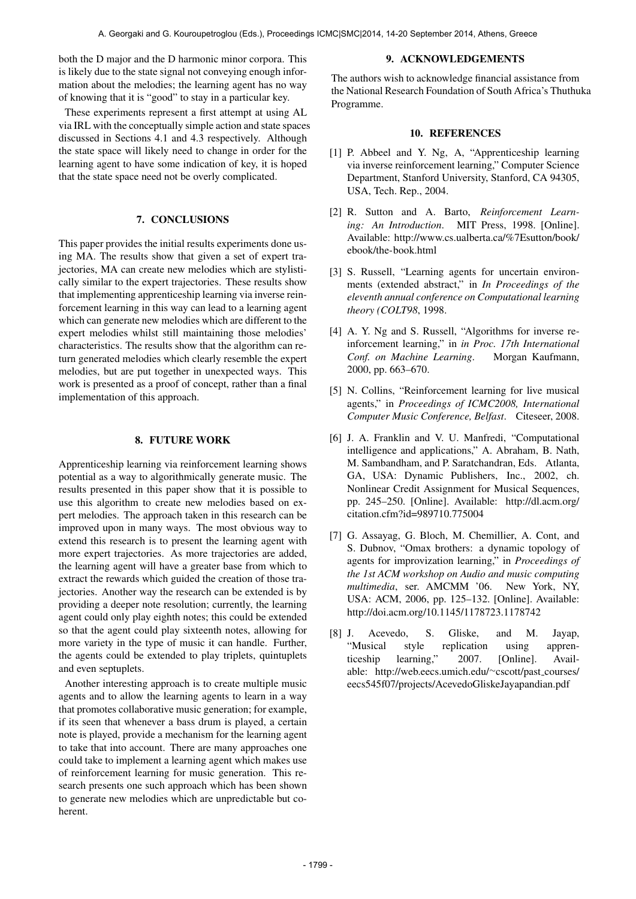both the D major and the D harmonic minor corpora. This is likely due to the state signal not conveying enough information about the melodies; the learning agent has no way of knowing that it is "good" to stay in a particular key.

These experiments represent a first attempt at using AL via IRL with the conceptually simple action and state spaces discussed in Sections 4.1 and 4.3 respectively. Although the state space will likely need to change in order for the learning agent to have some indication of key, it is hoped that the state space need not be overly complicated.

## 7. CONCLUSIONS

This paper provides the initial results experiments done using MA. The results show that given a set of expert trajectories, MA can create new melodies which are stylistically similar to the expert trajectories. These results show that implementing apprenticeship learning via inverse reinforcement learning in this way can lead to a learning agent which can generate new melodies which are different to the expert melodies whilst still maintaining those melodies' characteristics. The results show that the algorithm can return generated melodies which clearly resemble the expert melodies, but are put together in unexpected ways. This work is presented as a proof of concept, rather than a final implementation of this approach.

## 8. FUTURE WORK

Apprenticeship learning via reinforcement learning shows potential as a way to algorithmically generate music. The results presented in this paper show that it is possible to use this algorithm to create new melodies based on expert melodies. The approach taken in this research can be improved upon in many ways. The most obvious way to extend this research is to present the learning agent with more expert trajectories. As more trajectories are added, the learning agent will have a greater base from which to extract the rewards which guided the creation of those trajectories. Another way the research can be extended is by providing a deeper note resolution; currently, the learning agent could only play eighth notes; this could be extended so that the agent could play sixteenth notes, allowing for more variety in the type of music it can handle. Further, the agents could be extended to play triplets, quintuplets and even septuplets.

Another interesting approach is to create multiple music agents and to allow the learning agents to learn in a way that promotes collaborative music generation; for example, if its seen that whenever a bass drum is played, a certain note is played, provide a mechanism for the learning agent to take that into account. There are many approaches one could take to implement a learning agent which makes use of reinforcement learning for music generation. This research presents one such approach which has been shown to generate new melodies which are unpredictable but coherent.

## 9. ACKNOWLEDGEMENTS

The authors wish to acknowledge financial assistance from the National Research Foundation of South Africa's Thuthuka Programme.

## 10. REFERENCES

[1] P. Abbeel and Y. Ng, A, "Apprenticeship learning via inverse reinforcement learning," Computer Science Department, Stanford University, Stanford, CA 94305, USA, Tech. Rep., 2004.

[2] R. Sutton and A. Barto, *Reinforcement Learning: An Introduction*. MIT Press, 1998. [Online]. Available: http://www.cs.ualberta.ca/%7Esutton/book/ebook/the-book.html

[3] S. Russell, "Learning agents for uncertain environments (extended abstract," in *In Proceedings of the eleventh annual conference on Computational learning theory (COLT98*, 1998.

[4] A. Y. Ng and S. Russell, "Algorithms for inverse reinforcement learning," in *in Proc. 17th International Conf. on Machine Learning*. Morgan Kaufmann, 2000, pp. 663–670.

[5] N. Collins, "Reinforcement learning for live musical agents," in *Proceedings of ICMC2008, International Computer Music Conference, Belfast*. Citeseer, 2008.

[6] J. A. Franklin and V. U. Manfredi, "Computational intelligence and applications," A. Abraham, B. Nath, M. Sambandham, and P. Saratchandran, Eds. Atlanta, GA, USA: Dynamic Publishers, Inc., 2002, ch. Nonlinear Credit Assignment for Musical Sequences, pp. 245–250. [Online]. Available: http://dl.acm.org/citation.cfm?id=989710.775004

[7] G. Assayag, G. Bloch, M. Chemillier, A. Cont, and S. Dubnov, "Omax brothers: a dynamic topology of agents for improvization learning," in *Proceedings of the 1st ACM workshop on Audio and music computing multimedia*, ser. AMCMM '06. New York, NY, USA: ACM, 2006, pp. 125–132. [Online]. Available: http://doi.acm.org/10.1145/1178723.1178742

[8] J. Acevedo, S. Gliske, and M. Jayap, "Musical style replication using apprenticeship learning," 2007. [Online]. Available: http://web.eecs.umich.edu/~cscott/past_courses/eecs545f07/projects/AcevedoGliskeJayapandian.pdf